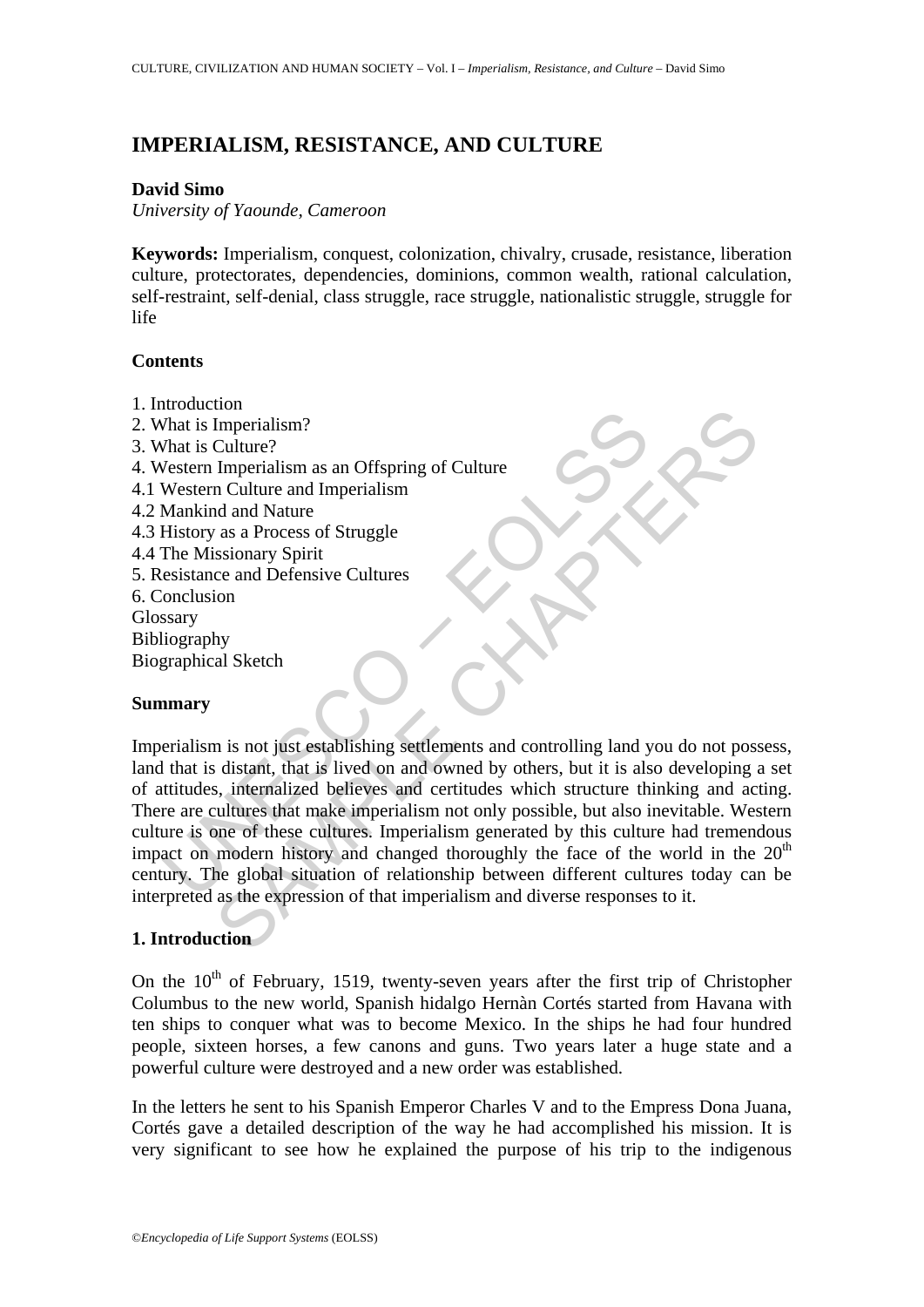# IMPERIALISM, RESISTANCE, AND CULTURE

**David Simo**

*University of Yaounde, Cameroon*

**Keywords:** Imperialism, conquest, colonization, chivalry, crusade, resistance, liberation culture, protectorates, dependencies, dominions, common wealth, rational calculation, self-restraint, self-denial, class struggle, race struggle, nationalistic struggle, struggle for life

## Contents

1. Introduction
2. What is Imperialism?
3. What is Culture?
4. Western Imperialism as an Offspring of Culture
4.1 Western Culture and Imperialism
4.2 Mankind and Nature
4.3 History as a Process of Struggle
4.4 The Missionary Spirit
5. Resistance and Defensive Cultures
6. Conclusion

Glossary
Bibliography
Biographical Sketch

## Summary

Imperialism is not just establishing settlements and controlling land you do not possess, land that is distant, that is lived on and owned by others, but it is also developing a set of attitudes, internalized believes and certitudes which structure thinking and acting. There are cultures that make imperialism not only possible, but also inevitable. Western culture is one of these cultures. Imperialism generated by this culture had tremendous impact on modern history and changed thoroughly the face of the world in the 20$^{th}$ century. The global situation of relationship between different cultures today can be interpreted as the expression of that imperialism and diverse responses to it.

## 1. Introduction

On the 10$^{th}$ of February, 1519, twenty-seven years after the first trip of Christopher Columbus to the new world, Spanish hidalgo Hernàn Cortés started from Havana with ten ships to conquer what was to become Mexico. In the ships he had four hundred people, sixteen horses, a few canons and guns. Two years later a huge state and a powerful culture were destroyed and a new order was established.

In the letters he sent to his Spanish Emperor Charles V and to the Empress Dona Juana, Cortés gave a detailed description of the way he had accomplished his mission. It is very significant to see how he explained the purpose of his trip to the indigenous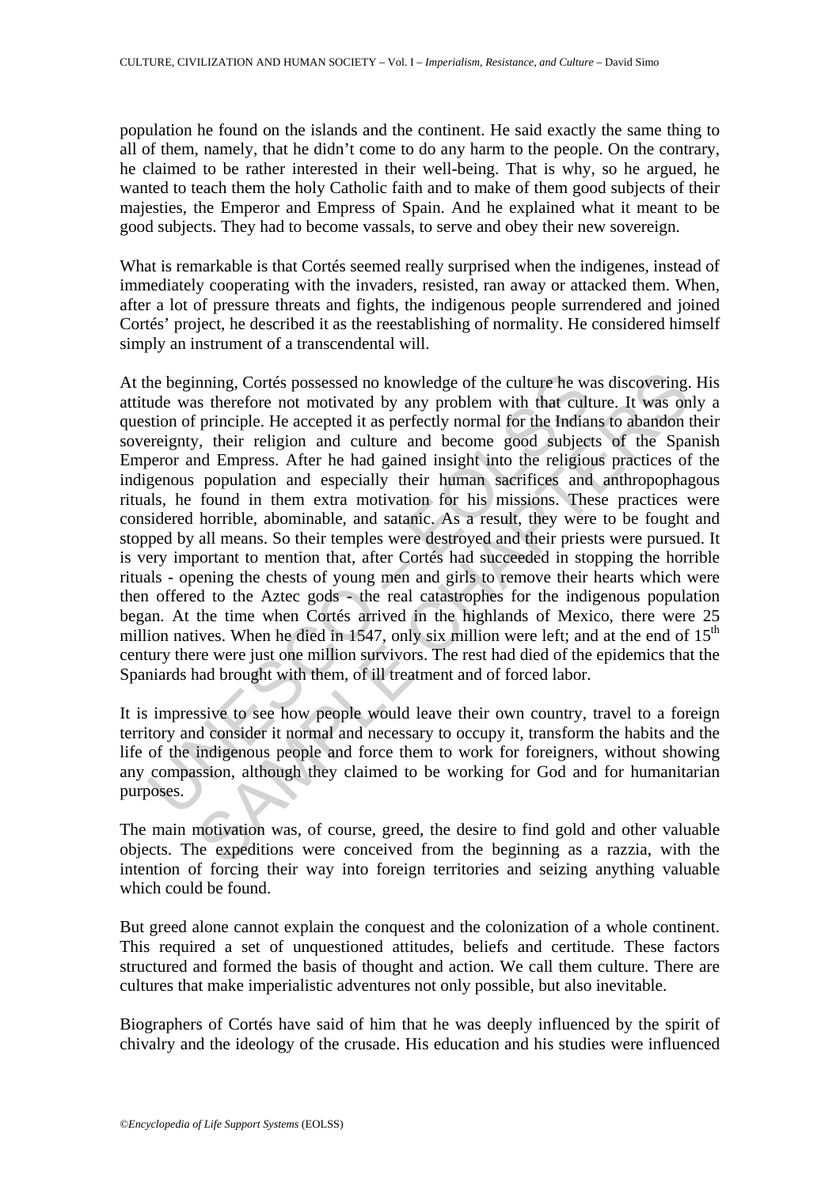population he found on the islands and the continent. He said exactly the same thing to all of them, namely, that he didn't come to do any harm to the people. On the contrary, he claimed to be rather interested in their well-being. That is why, so he argued, he wanted to teach them the holy Catholic faith and to make of them good subjects of their majesties, the Emperor and Empress of Spain. And he explained what it meant to be good subjects. They had to become vassals, to serve and obey their new sovereign.

What is remarkable is that Cortés seemed really surprised when the indigenes, instead of immediately cooperating with the invaders, resisted, ran away or attacked them. When, after a lot of pressure threats and fights, the indigenous people surrendered and joined Cortés' project, he described it as the reestablishing of normality. He considered himself simply an instrument of a transcendental will.

At the beginning, Cortés possessed no knowledge of the culture he was discovering. His attitude was therefore not motivated by any problem with that culture. It was only a question of principle. He accepted it as perfectly normal for the Indians to abandon their sovereignty, their religion and culture and become good subjects of the Spanish Emperor and Empress. After he had gained insight into the religious practices of the indigenous population and especially their human sacrifices and anthropophagous rituals, he found in them extra motivation for his missions. These practices were considered horrible, abominable, and satanic. As a result, they were to be fought and stopped by all means. So their temples were destroyed and their priests were pursued. It is very important to mention that, after Cortés had succeeded in stopping the horrible rituals - opening the chests of young men and girls to remove their hearts which were then offered to the Aztec gods - the real catastrophes for the indigenous population began. At the time when Cortés arrived in the highlands of Mexico, there were 25 million natives. When he died in 1547, only six million were left; and at the end of 15th century there were just one million survivors. The rest had died of the epidemics that the Spaniards had brought with them, of ill treatment and of forced labor.

It is impressive to see how people would leave their own country, travel to a foreign territory and consider it normal and necessary to occupy it, transform the habits and the life of the indigenous people and force them to work for foreigners, without showing any compassion, although they claimed to be working for God and for humanitarian purposes.

The main motivation was, of course, greed, the desire to find gold and other valuable objects. The expeditions were conceived from the beginning as a razzia, with the intention of forcing their way into foreign territories and seizing anything valuable which could be found.

But greed alone cannot explain the conquest and the colonization of a whole continent. This required a set of unquestioned attitudes, beliefs and certitude. These factors structured and formed the basis of thought and action. We call them culture. There are cultures that make imperialistic adventures not only possible, but also inevitable.

Biographers of Cortés have said of him that he was deeply influenced by the spirit of chivalry and the ideology of the crusade. His education and his studies were influenced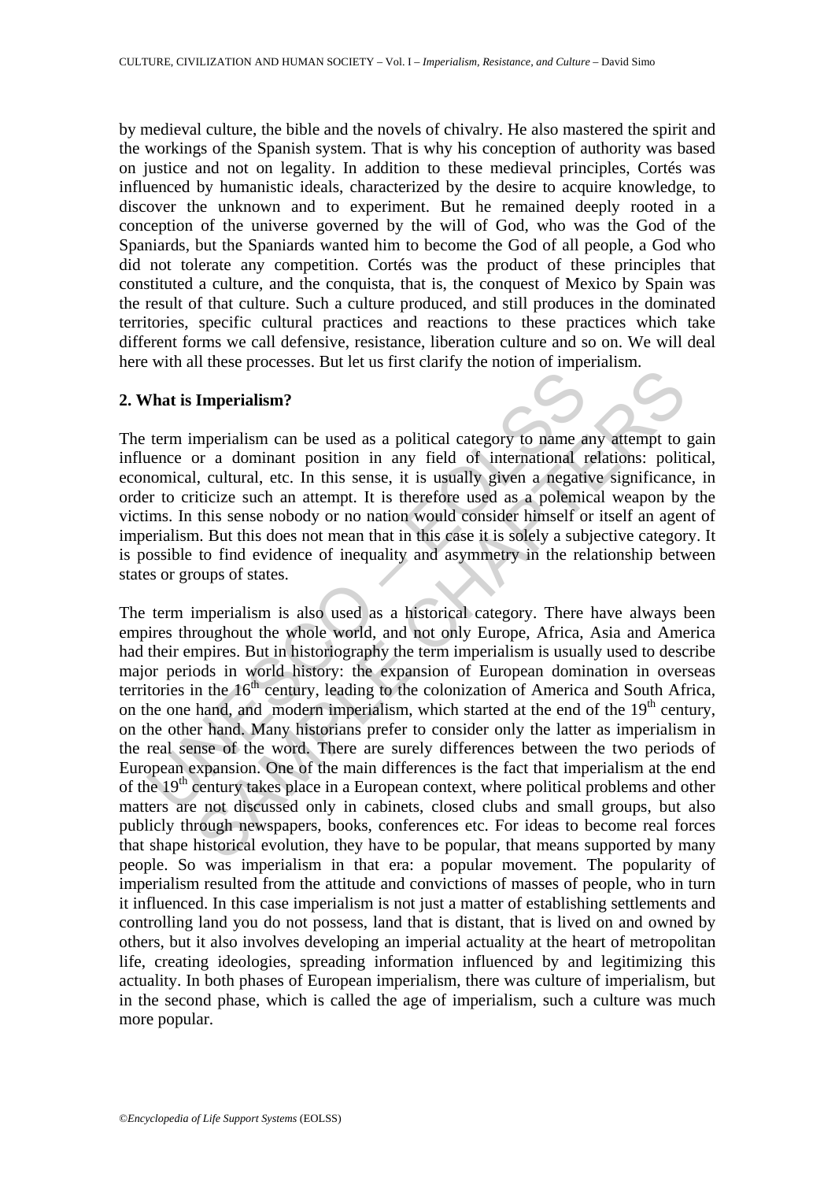by medieval culture, the bible and the novels of chivalry. He also mastered the spirit and the workings of the Spanish system. That is why his conception of authority was based on justice and not on legality. In addition to these medieval principles, Cortés was influenced by humanistic ideals, characterized by the desire to acquire knowledge, to discover the unknown and to experiment. But he remained deeply rooted in a conception of the universe governed by the will of God, who was the God of the Spaniards, but the Spaniards wanted him to become the God of all people, a God who did not tolerate any competition. Cortés was the product of these principles that constituted a culture, and the conquista, that is, the conquest of Mexico by Spain was the result of that culture. Such a culture produced, and still produces in the dominated territories, specific cultural practices and reactions to these practices which take different forms we call defensive, resistance, liberation culture and so on. We will deal here with all these processes. But let us first clarify the notion of imperialism.

## 2. What is Imperialism?

The term imperialism can be used as a political category to name any attempt to gain influence or a dominant position in any field of international relations: political, economical, cultural, etc. In this sense, it is usually given a negative significance, in order to criticize such an attempt. It is therefore used as a polemical weapon by the victims. In this sense nobody or no nation would consider himself or itself an agent of imperialism. But this does not mean that in this case it is solely a subjective category. It is possible to find evidence of inequality and asymmetry in the relationship between states or groups of states.

The term imperialism is also used as a historical category. There have always been empires throughout the whole world, and not only Europe, Africa, Asia and America had their empires. But in historiography the term imperialism is usually used to describe major periods in world history: the expansion of European domination in overseas territories in the 16th century, leading to the colonization of America and South Africa, on the one hand, and modern imperialism, which started at the end of the 19th century, on the other hand. Many historians prefer to consider only the latter as imperialism in the real sense of the word. There are surely differences between the two periods of European expansion. One of the main differences is the fact that imperialism at the end of the 19th century takes place in a European context, where political problems and other matters are not discussed only in cabinets, closed clubs and small groups, but also publicly through newspapers, books, conferences etc. For ideas to become real forces that shape historical evolution, they have to be popular, that means supported by many people. So was imperialism in that era: a popular movement. The popularity of imperialism resulted from the attitude and convictions of masses of people, who in turn it influenced. In this case imperialism is not just a matter of establishing settlements and controlling land you do not possess, land that is distant, that is lived on and owned by others, but it also involves developing an imperial actuality at the heart of metropolitan life, creating ideologies, spreading information influenced by and legitimizing this actuality. In both phases of European imperialism, there was culture of imperialism, but in the second phase, which is called the age of imperialism, such a culture was much more popular.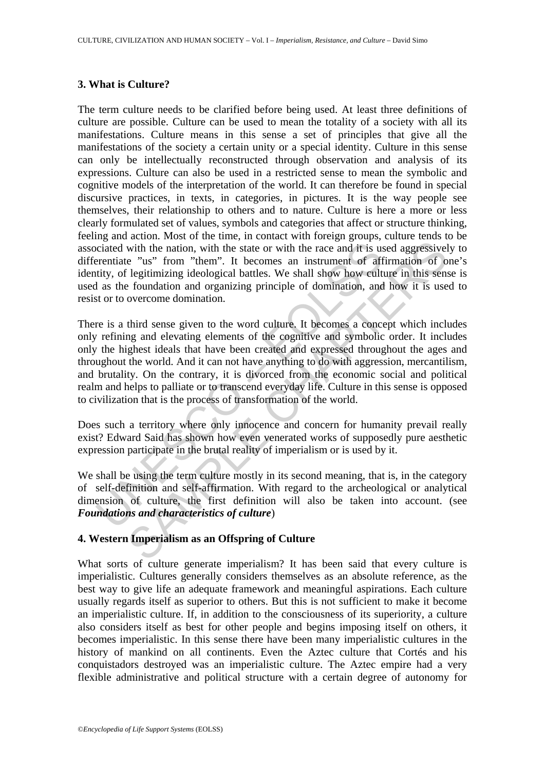## 3. What is Culture?

The term culture needs to be clarified before being used. At least three definitions of culture are possible. Culture can be used to mean the totality of a society with all its manifestations. Culture means in this sense a set of principles that give all the manifestations of the society a certain unity or a special identity. Culture in this sense can only be intellectually reconstructed through observation and analysis of its expressions. Culture can also be used in a restricted sense to mean the symbolic and cognitive models of the interpretation of the world. It can therefore be found in special discursive practices, in texts, in categories, in pictures. It is the way people see themselves, their relationship to others and to nature. Culture is here a more or less clearly formulated set of values, symbols and categories that affect or structure thinking, feeling and action. Most of the time, in contact with foreign groups, culture tends to be associated with the nation, with the state or with the race and it is used aggressively to differentiate "us" from "them". It becomes an instrument of affirmation of one's identity, of legitimizing ideological battles. We shall show how culture in this sense is used as the foundation and organizing principle of domination, and how it is used to resist or to overcome domination.

There is a third sense given to the word culture. It becomes a concept which includes only refining and elevating elements of the cognitive and symbolic order. It includes only the highest ideals that have been created and expressed throughout the ages and throughout the world. And it can not have anything to do with aggression, mercantilism, and brutality. On the contrary, it is divorced from the economic social and political realm and helps to palliate or to transcend everyday life. Culture in this sense is opposed to civilization that is the process of transformation of the world.

Does such a territory where only innocence and concern for humanity prevail really exist? Edward Said has shown how even venerated works of supposedly pure aesthetic expression participate in the brutal reality of imperialism or is used by it.

We shall be using the term culture mostly in its second meaning, that is, in the category of self-definition and self-affirmation. With regard to the archeological or analytical dimension of culture, the first definition will also be taken into account. (see ***Foundations and characteristics of culture***)

## 4. Western Imperialism as an Offspring of Culture

What sorts of culture generate imperialism? It has been said that every culture is imperialistic. Cultures generally considers themselves as an absolute reference, as the best way to give life an adequate framework and meaningful aspirations. Each culture usually regards itself as superior to others. But this is not sufficient to make it become an imperialistic culture. If, in addition to the consciousness of its superiority, a culture also considers itself as best for other people and begins imposing itself on others, it becomes imperialistic. In this sense there have been many imperialistic cultures in the history of mankind on all continents. Even the Aztec culture that Cortés and his conquistadors destroyed was an imperialistic culture. The Aztec empire had a very flexible administrative and political structure with a certain degree of autonomy for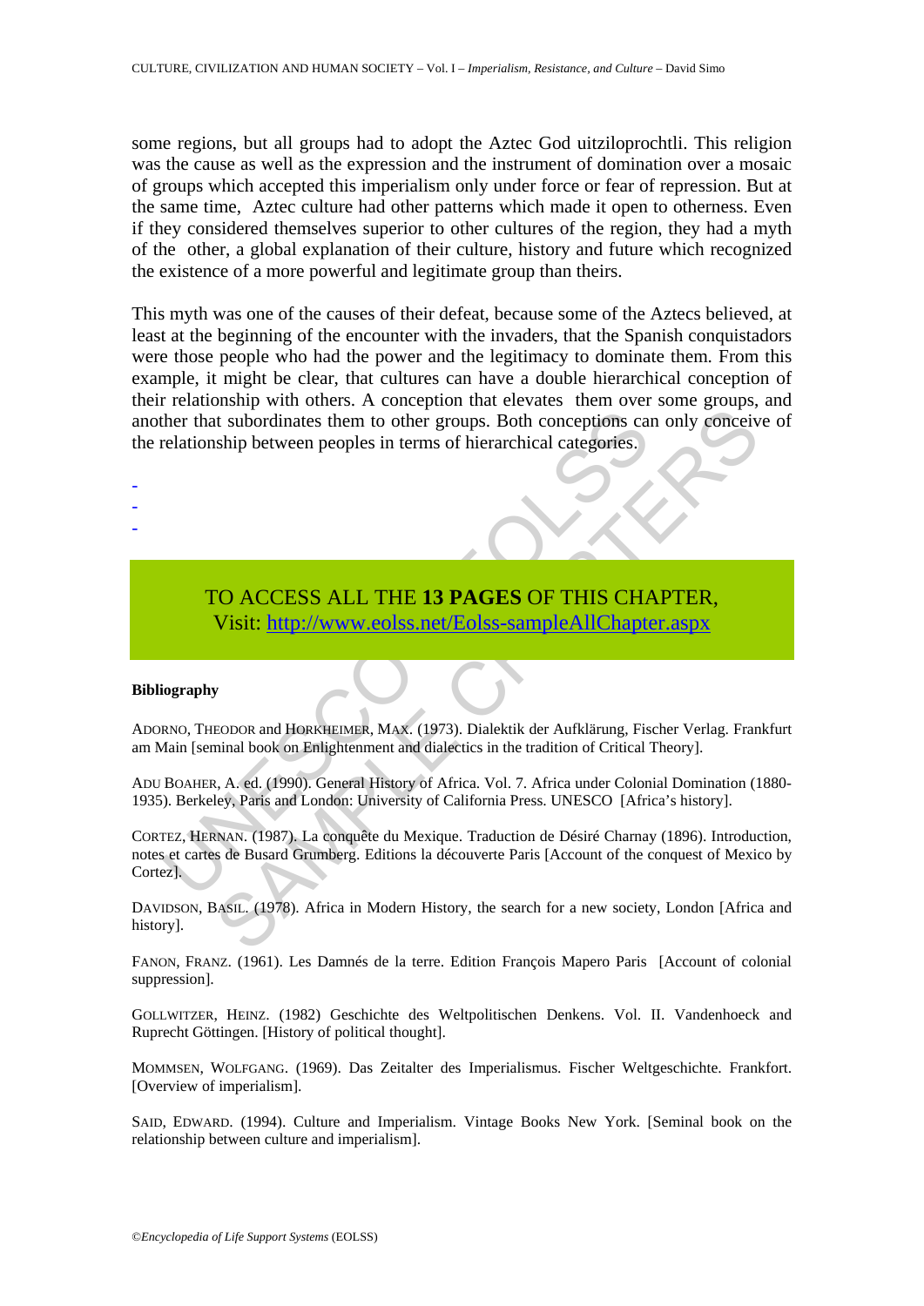some regions, but all groups had to adopt the Aztec God uitziloprochtli. This religion was the cause as well as the expression and the instrument of domination over a mosaic of groups which accepted this imperialism only under force or fear of repression. But at the same time, Aztec culture had other patterns which made it open to otherness. Even if they considered themselves superior to other cultures of the region, they had a myth of the other, a global explanation of their culture, history and future which recognized the existence of a more powerful and legitimate group than theirs.

This myth was one of the causes of their defeat, because some of the Aztecs believed, at least at the beginning of the encounter with the invaders, that the Spanish conquistadors were those people who had the power and the legitimacy to dominate them. From this example, it might be clear, that cultures can have a double hierarchical conception of their relationship with others. A conception that elevates them over some groups, and another that subordinates them to other groups. Both conceptions can only conceive of the relationship between peoples in terms of hierarchical categories.

-
-
-

TO ACCESS ALL THE **13 PAGES** OF THIS CHAPTER,
Visit: http://www.eolss.net/Eolss-sampleAllChapter.aspx

**Bibliography**

ADORNO, THEODOR and HORKHEIMER, MAX. (1973). Dialektik der Aufklärung, Fischer Verlag. Frankfurt am Main [seminal book on Enlightenment and dialectics in the tradition of Critical Theory].

ADU BOAHER, A. ed. (1990). General History of Africa. Vol. 7. Africa under Colonial Domination (1880-1935). Berkeley, Paris and London: University of California Press. UNESCO [Africa's history].

CORTEZ, HERNAN. (1987). La conquête du Mexique. Traduction de Désiré Charnay (1896). Introduction, notes et cartes de Busard Grumberg. Editions la découverte Paris [Account of the conquest of Mexico by Cortez].

DAVIDSON, BASIL. (1978). Africa in Modern History, the search for a new society, London [Africa and history].

FANON, FRANZ. (1961). Les Damnés de la terre. Edition François Mapero Paris [Account of colonial suppression].

GOLLWITZER, HEINZ. (1982) Geschichte des Weltpolitischen Denkens. Vol. II. Vandenhoeck and Ruprecht Göttingen. [History of political thought].

MOMMSEN, WOLFGANG. (1969). Das Zeitalter des Imperialismus. Fischer Weltgeschichte. Frankfort. [Overview of imperialism].

SAID, EDWARD. (1994). Culture and Imperialism. Vintage Books New York. [Seminal book on the relationship between culture and imperialism].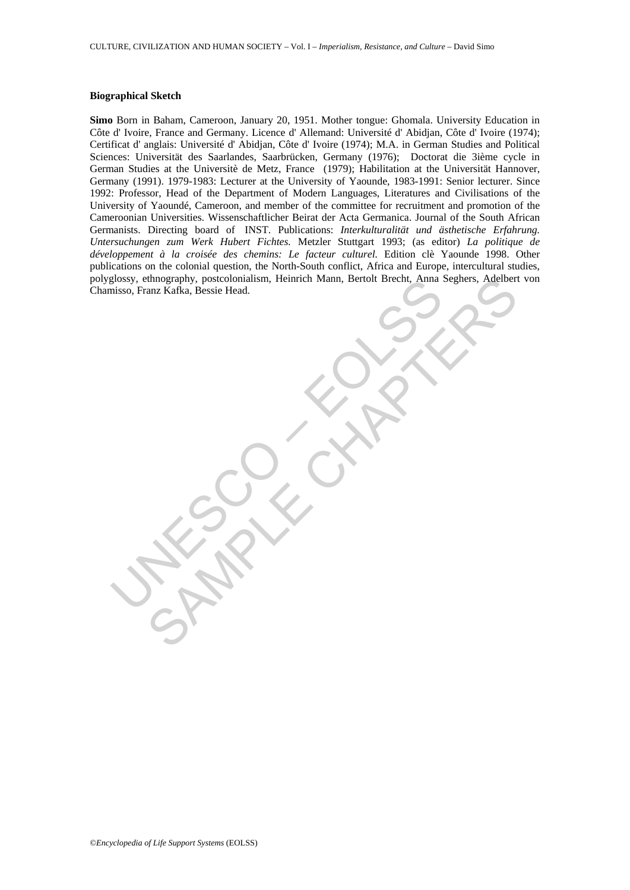**Biographical Sketch**

**Simo** Born in Baham, Cameroon, January 20, 1951. Mother tongue: Ghomala. University Education in Côte d' Ivoire, France and Germany. Licence d' Allemand: Université d' Abidjan, Côte d' Ivoire (1974); Certificat d' anglais: Université d' Abidjan, Côte d' Ivoire (1974); M.A. in German Studies and Political Sciences: Universität des Saarlandes, Saarbrücken, Germany (1976); Doctorat die 3ième cycle in German Studies at the Universitè de Metz, France (1979); Habilitation at the Universität Hannover, Germany (1991). 1979-1983: Lecturer at the University of Yaounde, 1983-1991: Senior lecturer. Since 1992: Professor, Head of the Department of Modern Languages, Literatures and Civilisations of the University of Yaoundé, Cameroon, and member of the committee for recruitment and promotion of the Cameroonian Universities. Wissenschaftlicher Beirat der Acta Germanica. Journal of the South African Germanists. Directing board of INST. Publications: *Interkulturalität und ästhetische Erfahrung. Untersuchungen zum Werk Hubert Fichtes.* Metzler Stuttgart 1993; (as editor) *La politique de développement à la croisée des chemins: Le facteur culturel.* Edition clè Yaounde 1998. Other publications on the colonial question, the North-South conflict, Africa and Europe, intercultural studies, polyglossy, ethnography, postcolonialism, Heinrich Mann, Bertolt Brecht, Anna Seghers, Adelbert von Chamisso, Franz Kafka, Bessie Head.